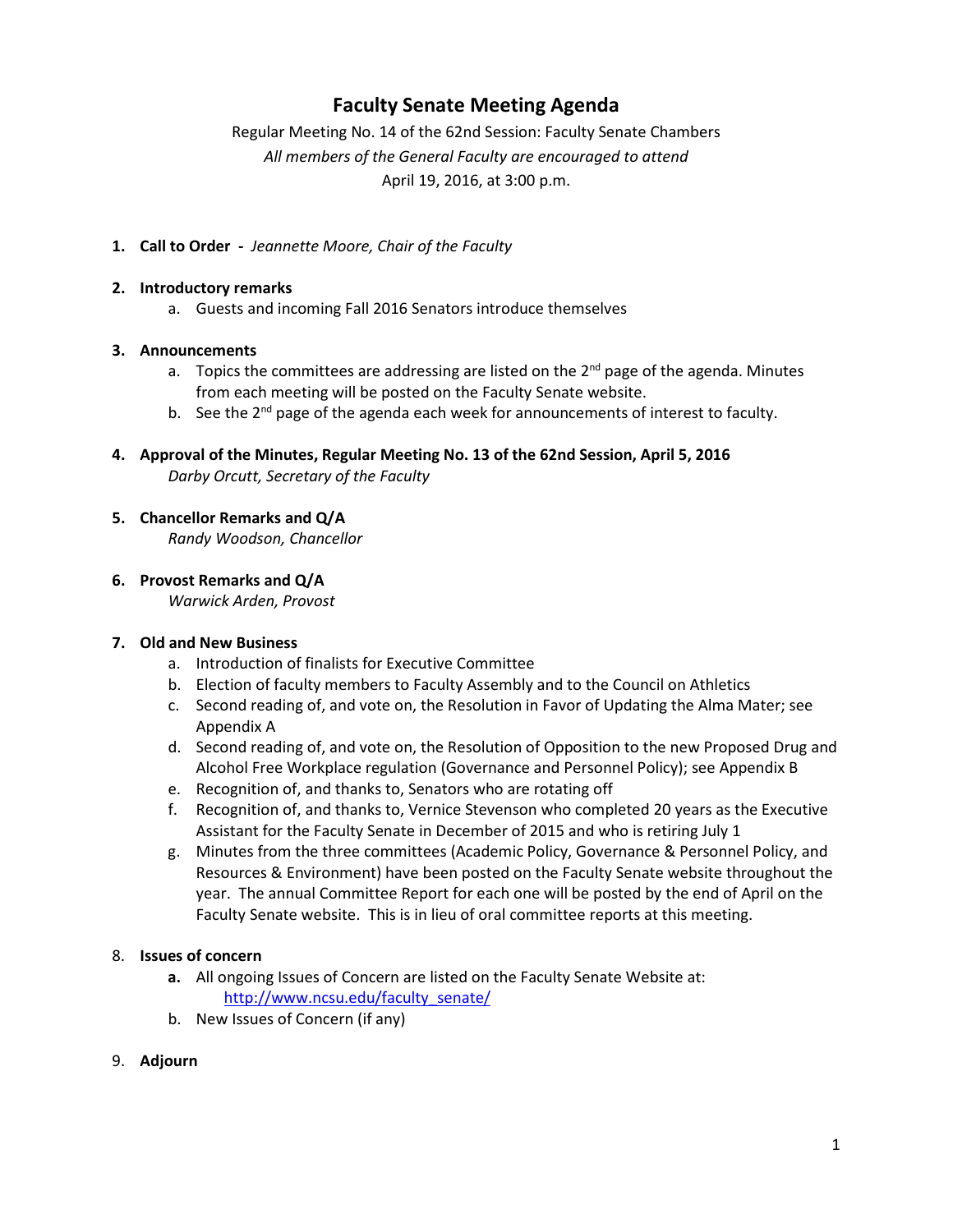# Faculty Senate Meeting Agenda

Regular Meeting No. 14 of the 62nd Session: Faculty Senate Chambers

*All members of the General Faculty are encouraged to attend*

April 19, 2016, at 3:00 p.m.

1. **Call to Order** **-** *Jeannette Moore, Chair of the Faculty*

2. **Introductory remarks**
   a. Guests and incoming Fall 2016 Senators introduce themselves

3. **Announcements**
   a. Topics the committees are addressing are listed on the 2nd page of the agenda. Minutes from each meeting will be posted on the Faculty Senate website.
   b. See the 2nd page of the agenda each week for announcements of interest to faculty.

4. **Approval of the Minutes, Regular Meeting No. 13 of the 62nd Session, April 5, 2016**
   *Darby Orcutt, Secretary of the Faculty*

5. **Chancellor Remarks and Q/A**
   *Randy Woodson, Chancellor*

6. **Provost Remarks and Q/A**
   *Warwick Arden, Provost*

7. **Old and New Business**
   a. Introduction of finalists for Executive Committee
   b. Election of faculty members to Faculty Assembly and to the Council on Athletics
   c. Second reading of, and vote on, the Resolution in Favor of Updating the Alma Mater; see Appendix A
   d. Second reading of, and vote on, the Resolution of Opposition to the new Proposed Drug and Alcohol Free Workplace regulation (Governance and Personnel Policy); see Appendix B
   e. Recognition of, and thanks to, Senators who are rotating off
   f. Recognition of, and thanks to, Vernice Stevenson who completed 20 years as the Executive Assistant for the Faculty Senate in December of 2015 and who is retiring July 1
   g. Minutes from the three committees (Academic Policy, Governance & Personnel Policy, and Resources & Environment) have been posted on the Faculty Senate website throughout the year. The annual Committee Report for each one will be posted by the end of April on the Faculty Senate website. This is in lieu of oral committee reports at this meeting.

8. **Issues of concern**
   **a.** All ongoing Issues of Concern are listed on the Faculty Senate Website at: http://www.ncsu.edu/faculty_senate/
   b. New Issues of Concern (if any)

9. **Adjourn**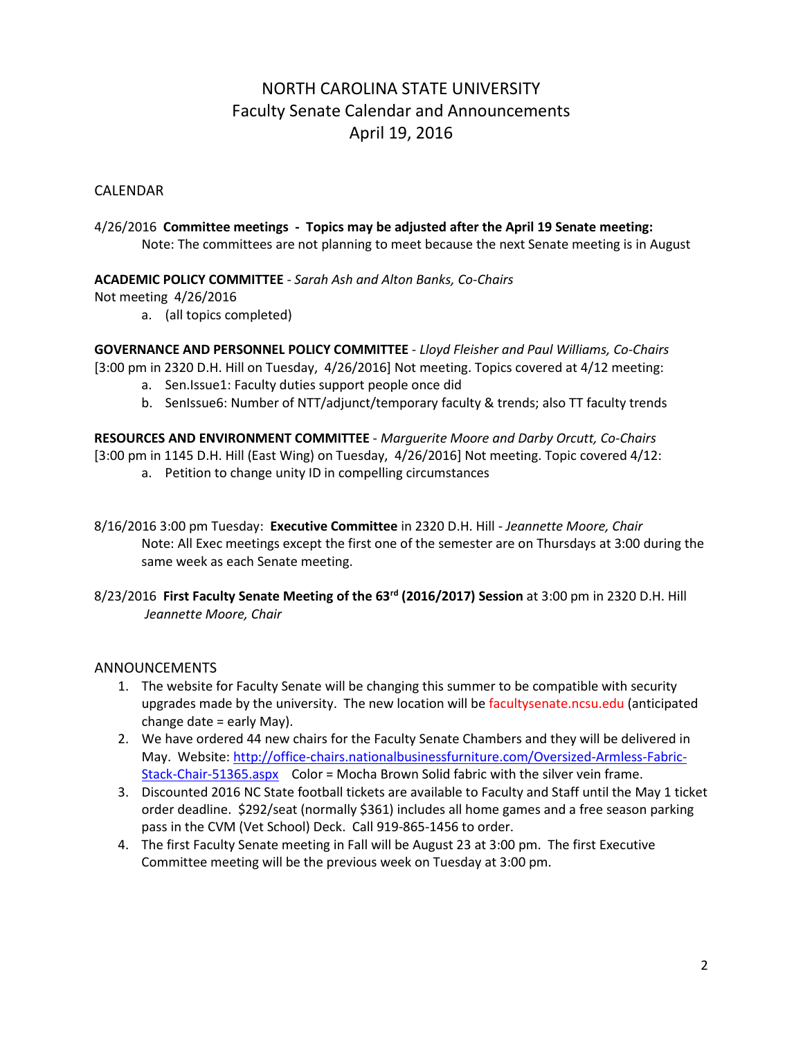# NORTH CAROLINA STATE UNIVERSITY
## Faculty Senate Calendar and Announcements
## April 19, 2016

CALENDAR

4/26/2016 **Committee meetings - Topics may be adjusted after the April 19 Senate meeting:**
Note: The committees are not planning to meet because the next Senate meeting is in August

**ACADEMIC POLICY COMMITTEE** - *Sarah Ash and Alton Banks, Co-Chairs*
Not meeting 4/26/2016

a. (all topics completed)

**GOVERNANCE AND PERSONNEL POLICY COMMITTEE** - *Lloyd Fleisher and Paul Williams, Co-Chairs*
[3:00 pm in 2320 D.H. Hill on Tuesday, 4/26/2016] Not meeting. Topics covered at 4/12 meeting:

a. Sen.Issue1: Faculty duties support people once did
b. SenIssue6: Number of NTT/adjunct/temporary faculty & trends; also TT faculty trends

**RESOURCES AND ENVIRONMENT COMMITTEE** - *Marguerite Moore and Darby Orcutt, Co-Chairs*
[3:00 pm in 1145 D.H. Hill (East Wing) on Tuesday, 4/26/2016] Not meeting. Topic covered 4/12:

a. Petition to change unity ID in compelling circumstances

8/16/2016 3:00 pm Tuesday: **Executive Committee** in 2320 D.H. Hill - *Jeannette Moore, Chair*
Note: All Exec meetings except the first one of the semester are on Thursdays at 3:00 during the same week as each Senate meeting.

8/23/2016 **First Faculty Senate Meeting of the 63rd (2016/2017) Session** at 3:00 pm in 2320 D.H. Hill
*Jeannette Moore, Chair*

ANNOUNCEMENTS

1. The website for Faculty Senate will be changing this summer to be compatible with security upgrades made by the university. The new location will be facultysenate.ncsu.edu (anticipated change date = early May).
2. We have ordered 44 new chairs for the Faculty Senate Chambers and they will be delivered in May. Website: http://office-chairs.nationalbusinessfurniture.com/Oversized-Armless-Fabric-Stack-Chair-51365.aspx Color = Mocha Brown Solid fabric with the silver vein frame.
3. Discounted 2016 NC State football tickets are available to Faculty and Staff until the May 1 ticket order deadline. $292/seat (normally $361) includes all home games and a free season parking pass in the CVM (Vet School) Deck. Call 919-865-1456 to order.
4. The first Faculty Senate meeting in Fall will be August 23 at 3:00 pm. The first Executive Committee meeting will be the previous week on Tuesday at 3:00 pm.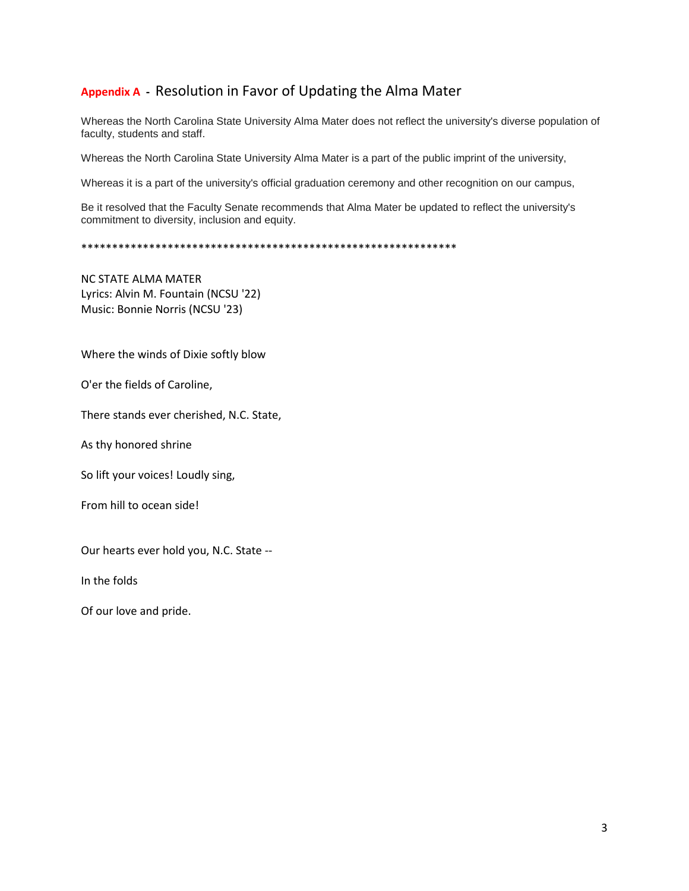## **Appendix A** - Resolution in Favor of Updating the Alma Mater

Whereas the North Carolina State University Alma Mater does not reflect the university's diverse population of faculty, students and staff.

Whereas the North Carolina State University Alma Mater is a part of the public imprint of the university,

Whereas it is a part of the university's official graduation ceremony and other recognition on our campus,

Be it resolved that the Faculty Senate recommends that Alma Mater be updated to reflect the university's commitment to diversity, inclusion and equity.

*************************************************************

NC STATE ALMA MATER
Lyrics: Alvin M. Fountain (NCSU '22)
Music: Bonnie Norris (NCSU '23)

Where the winds of Dixie softly blow

O'er the fields of Caroline,

There stands ever cherished, N.C. State,

As thy honored shrine

So lift your voices! Loudly sing,

From hill to ocean side!

Our hearts ever hold you, N.C. State --

In the folds

Of our love and pride.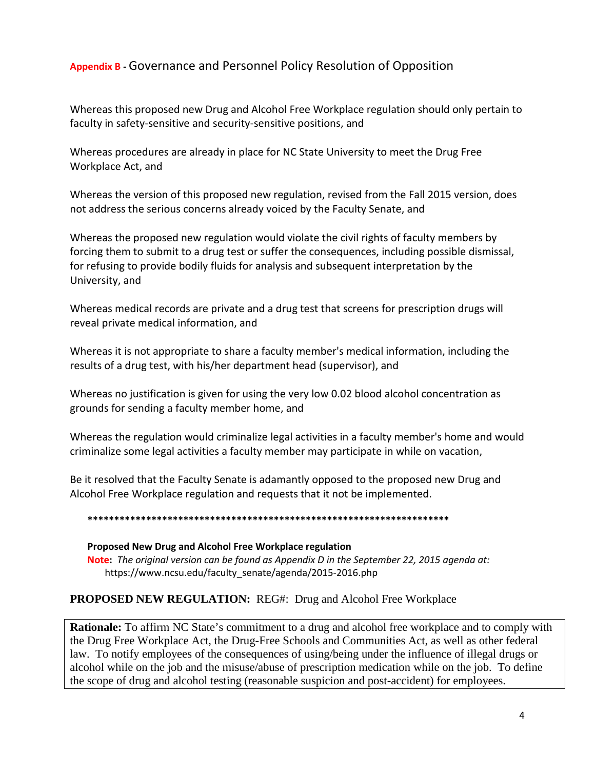## **Appendix B -** Governance and Personnel Policy Resolution of Opposition

Whereas this proposed new Drug and Alcohol Free Workplace regulation should only pertain to faculty in safety-sensitive and security-sensitive positions, and

Whereas procedures are already in place for NC State University to meet the Drug Free Workplace Act, and

Whereas the version of this proposed new regulation, revised from the Fall 2015 version, does not address the serious concerns already voiced by the Faculty Senate, and

Whereas the proposed new regulation would violate the civil rights of faculty members by forcing them to submit to a drug test or suffer the consequences, including possible dismissal, for refusing to provide bodily fluids for analysis and subsequent interpretation by the University, and

Whereas medical records are private and a drug test that screens for prescription drugs will reveal private medical information, and

Whereas it is not appropriate to share a faculty member's medical information, including the results of a drug test, with his/her department head (supervisor), and

Whereas no justification is given for using the very low 0.02 blood alcohol concentration as grounds for sending a faculty member home, and

Whereas the regulation would criminalize legal activities in a faculty member's home and would criminalize some legal activities a faculty member may participate in while on vacation,

Be it resolved that the Faculty Senate is adamantly opposed to the proposed new Drug and Alcohol Free Workplace regulation and requests that it not be implemented.

**********************************************************************

**Proposed New Drug and Alcohol Free Workplace regulation**
**Note:** *The original version can be found as Appendix D in the September 22, 2015 agenda at:* https://www.ncsu.edu/faculty_senate/agenda/2015-2016.php

**PROPOSED NEW REGULATION:** REG#: Drug and Alcohol Free Workplace

**Rationale:** To affirm NC State's commitment to a drug and alcohol free workplace and to comply with the Drug Free Workplace Act, the Drug-Free Schools and Communities Act, as well as other federal law. To notify employees of the consequences of using/being under the influence of illegal drugs or alcohol while on the job and the misuse/abuse of prescription medication while on the job. To define the scope of drug and alcohol testing (reasonable suspicion and post-accident) for employees.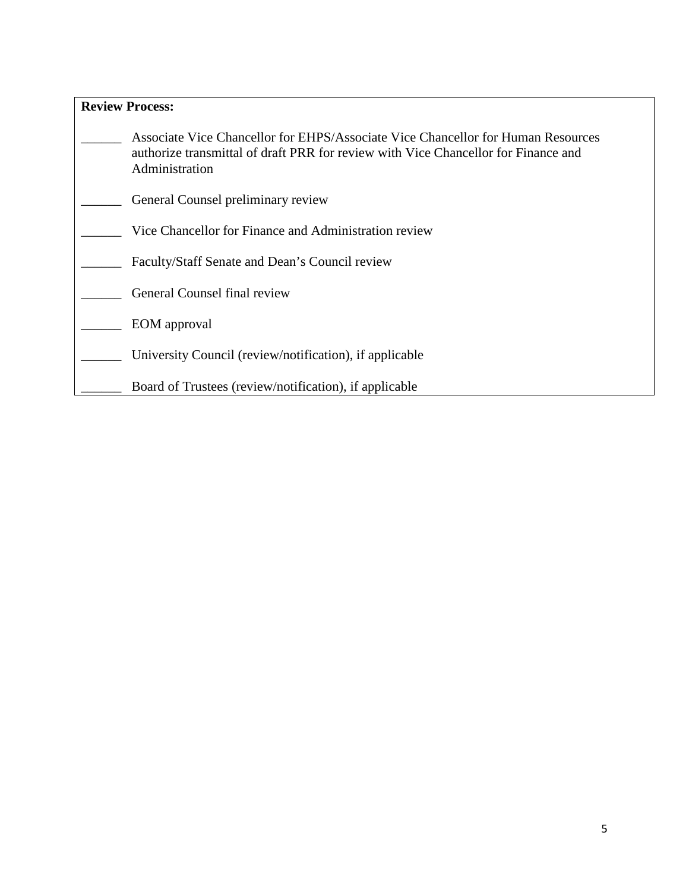**Review Process:**

______ Associate Vice Chancellor for EHPS/Associate Vice Chancellor for Human Resources authorize transmittal of draft PRR for review with Vice Chancellor for Finance and Administration

______ General Counsel preliminary review

______ Vice Chancellor for Finance and Administration review

______ Faculty/Staff Senate and Dean's Council review

______ General Counsel final review

______ EOM approval

______ University Council (review/notification), if applicable

______ Board of Trustees (review/notification), if applicable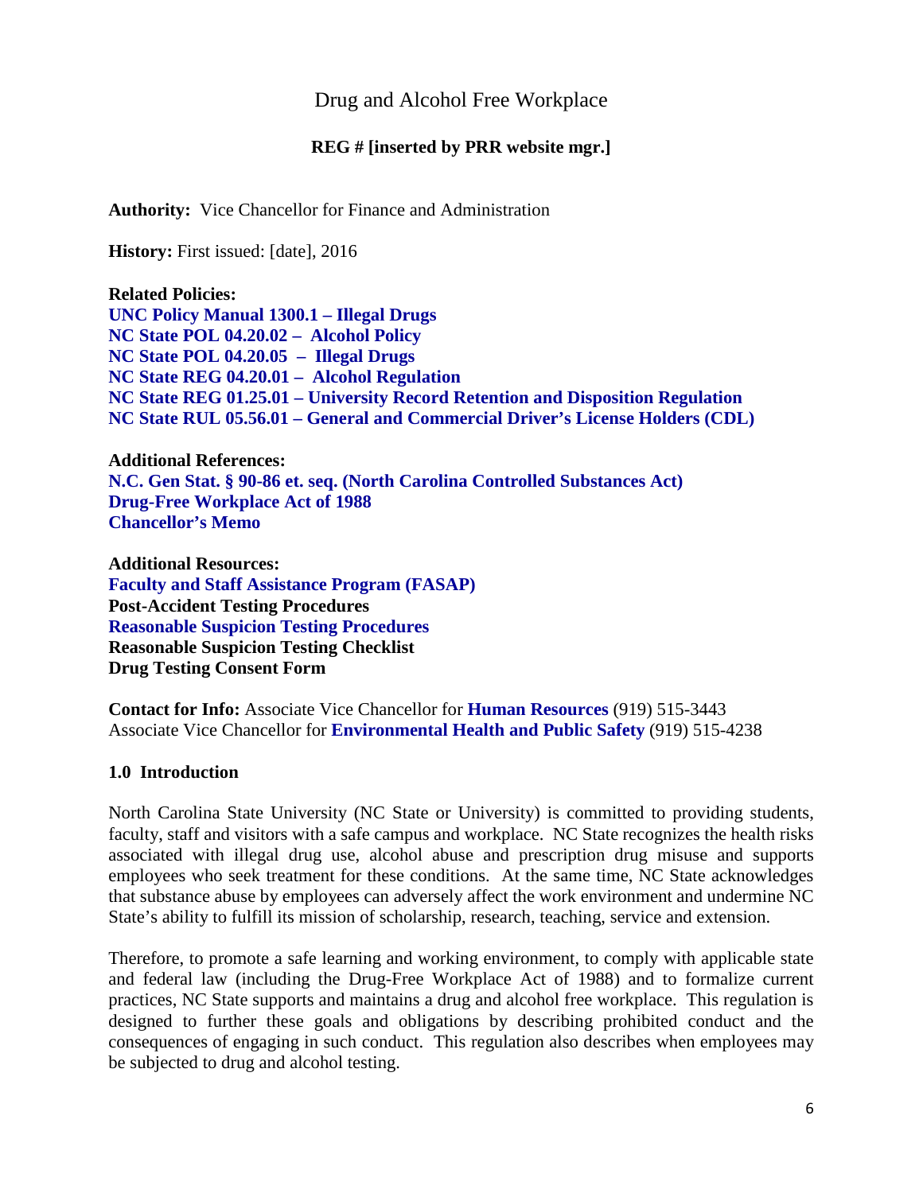# Drug and Alcohol Free Workplace

**REG # [inserted by PRR website mgr.]**

**Authority:** Vice Chancellor for Finance and Administration

**History:** First issued: [date], 2016

**Related Policies:**
**UNC Policy Manual 1300.1 – Illegal Drugs**
**NC State POL 04.20.02 – Alcohol Policy**
**NC State POL 04.20.05 – Illegal Drugs**
**NC State REG 04.20.01 – Alcohol Regulation**
**NC State REG 01.25.01 – University Record Retention and Disposition Regulation**
**NC State RUL 05.56.01 – General and Commercial Driver's License Holders (CDL)**

**Additional References:**
**N.C. Gen Stat. § 90-86 et. seq. (North Carolina Controlled Substances Act)**
**Drug-Free Workplace Act of 1988**
**Chancellor's Memo**

**Additional Resources:**
**Faculty and Staff Assistance Program (FASAP)**
**Post-Accident Testing Procedures**
**Reasonable Suspicion Testing Procedures**
**Reasonable Suspicion Testing Checklist**
**Drug Testing Consent Form**

**Contact for Info:** Associate Vice Chancellor for **Human Resources** (919) 515-3443
Associate Vice Chancellor for **Environmental Health and Public Safety** (919) 515-4238

## 1.0 Introduction

North Carolina State University (NC State or University) is committed to providing students, faculty, staff and visitors with a safe campus and workplace. NC State recognizes the health risks associated with illegal drug use, alcohol abuse and prescription drug misuse and supports employees who seek treatment for these conditions. At the same time, NC State acknowledges that substance abuse by employees can adversely affect the work environment and undermine NC State's ability to fulfill its mission of scholarship, research, teaching, service and extension.

Therefore, to promote a safe learning and working environment, to comply with applicable state and federal law (including the Drug-Free Workplace Act of 1988) and to formalize current practices, NC State supports and maintains a drug and alcohol free workplace. This regulation is designed to further these goals and obligations by describing prohibited conduct and the consequences of engaging in such conduct. This regulation also describes when employees may be subjected to drug and alcohol testing.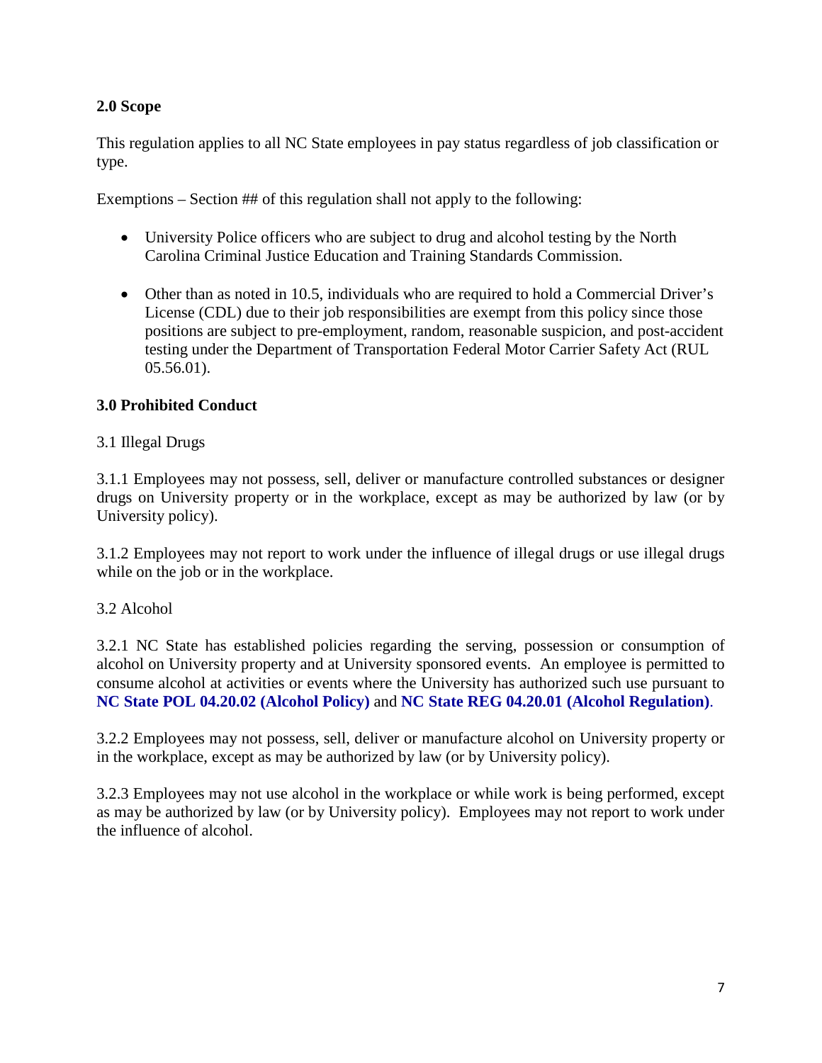## 2.0 Scope

This regulation applies to all NC State employees in pay status regardless of job classification or type.

Exemptions – Section ## of this regulation shall not apply to the following:

- University Police officers who are subject to drug and alcohol testing by the North Carolina Criminal Justice Education and Training Standards Commission.
- Other than as noted in 10.5, individuals who are required to hold a Commercial Driver's License (CDL) due to their job responsibilities are exempt from this policy since those positions are subject to pre-employment, random, reasonable suspicion, and post-accident testing under the Department of Transportation Federal Motor Carrier Safety Act (RUL 05.56.01).

## 3.0 Prohibited Conduct

3.1 Illegal Drugs

3.1.1 Employees may not possess, sell, deliver or manufacture controlled substances or designer drugs on University property or in the workplace, except as may be authorized by law (or by University policy).

3.1.2 Employees may not report to work under the influence of illegal drugs or use illegal drugs while on the job or in the workplace.

3.2 Alcohol

3.2.1 NC State has established policies regarding the serving, possession or consumption of alcohol on University property and at University sponsored events. An employee is permitted to consume alcohol at activities or events where the University has authorized such use pursuant to **NC State POL 04.20.02 (Alcohol Policy)** and **NC State REG 04.20.01 (Alcohol Regulation)**.

3.2.2 Employees may not possess, sell, deliver or manufacture alcohol on University property or in the workplace, except as may be authorized by law (or by University policy).

3.2.3 Employees may not use alcohol in the workplace or while work is being performed, except as may be authorized by law (or by University policy). Employees may not report to work under the influence of alcohol.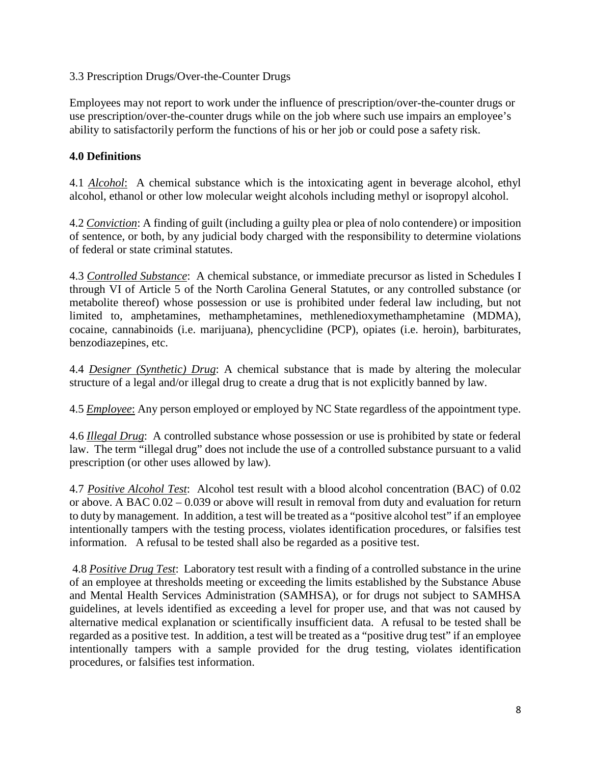3.3 Prescription Drugs/Over-the-Counter Drugs

Employees may not report to work under the influence of prescription/over-the-counter drugs or use prescription/over-the-counter drugs while on the job where such use impairs an employee's ability to satisfactorily perform the functions of his or her job or could pose a safety risk.

## 4.0 Definitions

4.1 *Alcohol*: A chemical substance which is the intoxicating agent in beverage alcohol, ethyl alcohol, ethanol or other low molecular weight alcohols including methyl or isopropyl alcohol.

4.2 *Conviction*: A finding of guilt (including a guilty plea or plea of nolo contendere) or imposition of sentence, or both, by any judicial body charged with the responsibility to determine violations of federal or state criminal statutes.

4.3 *Controlled Substance*: A chemical substance, or immediate precursor as listed in Schedules I through VI of Article 5 of the North Carolina General Statutes, or any controlled substance (or metabolite thereof) whose possession or use is prohibited under federal law including, but not limited to, amphetamines, methamphetamines, methlenedioxymethamphetamine (MDMA), cocaine, cannabinoids (i.e. marijuana), phencyclidine (PCP), opiates (i.e. heroin), barbiturates, benzodiazepines, etc.

4.4 *Designer (Synthetic) Drug*: A chemical substance that is made by altering the molecular structure of a legal and/or illegal drug to create a drug that is not explicitly banned by law.

4.5 *Employee*: Any person employed or employed by NC State regardless of the appointment type.

4.6 *Illegal Drug*: A controlled substance whose possession or use is prohibited by state or federal law. The term "illegal drug" does not include the use of a controlled substance pursuant to a valid prescription (or other uses allowed by law).

4.7 *Positive Alcohol Test*: Alcohol test result with a blood alcohol concentration (BAC) of 0.02 or above. A BAC 0.02 – 0.039 or above will result in removal from duty and evaluation for return to duty by management. In addition, a test will be treated as a "positive alcohol test" if an employee intentionally tampers with the testing process, violates identification procedures, or falsifies test information. A refusal to be tested shall also be regarded as a positive test.

4.8 *Positive Drug Test*: Laboratory test result with a finding of a controlled substance in the urine of an employee at thresholds meeting or exceeding the limits established by the Substance Abuse and Mental Health Services Administration (SAMHSA), or for drugs not subject to SAMHSA guidelines, at levels identified as exceeding a level for proper use, and that was not caused by alternative medical explanation or scientifically insufficient data. A refusal to be tested shall be regarded as a positive test. In addition, a test will be treated as a "positive drug test" if an employee intentionally tampers with a sample provided for the drug testing, violates identification procedures, or falsifies test information.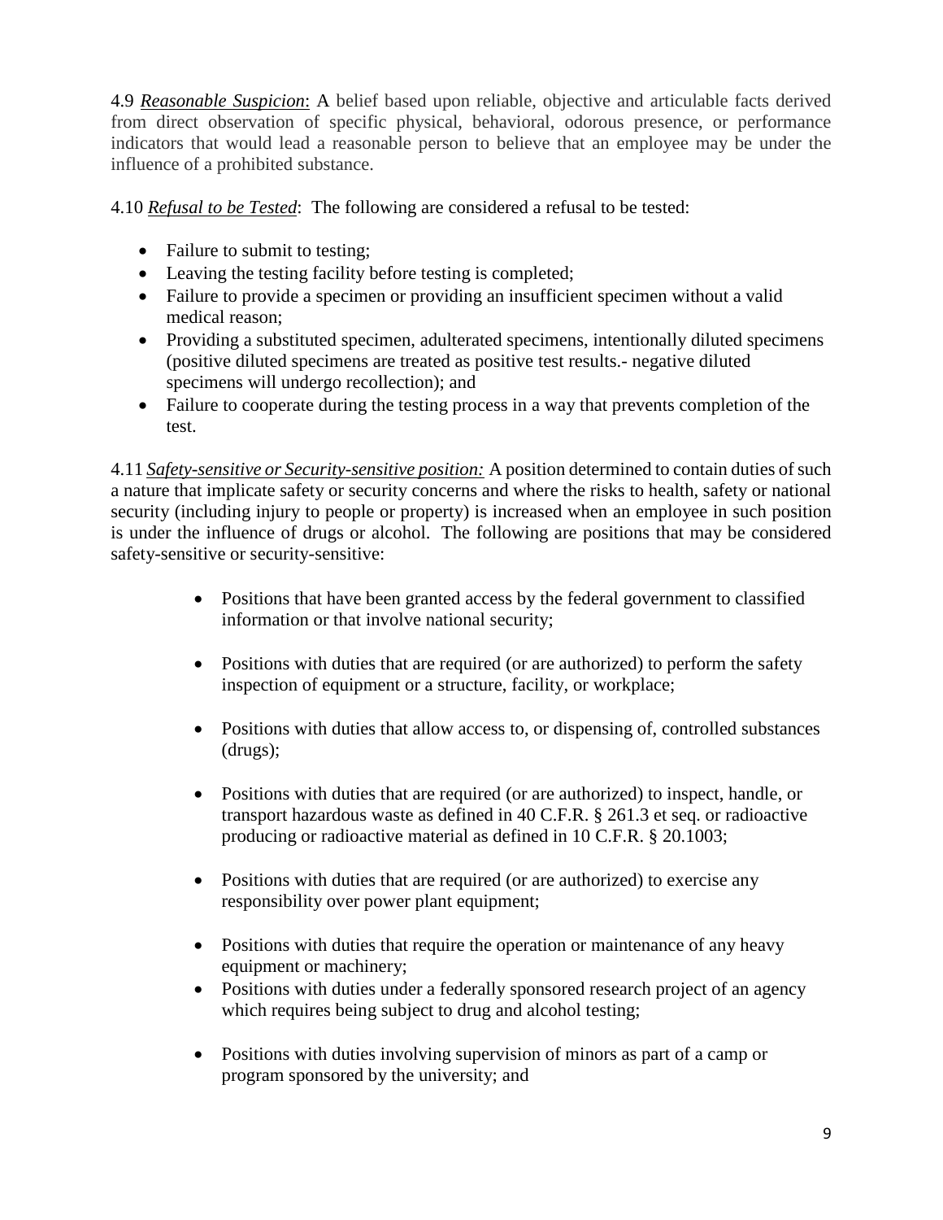4.9 ***Reasonable Suspicion***: A belief based upon reliable, objective and articulable facts derived from direct observation of specific physical, behavioral, odorous presence, or performance indicators that would lead a reasonable person to believe that an employee may be under the influence of a prohibited substance.

4.10 ***Refusal to be Tested***: The following are considered a refusal to be tested:

- Failure to submit to testing;
- Leaving the testing facility before testing is completed;
- Failure to provide a specimen or providing an insufficient specimen without a valid medical reason;
- Providing a substituted specimen, adulterated specimens, intentionally diluted specimens (positive diluted specimens are treated as positive test results.- negative diluted specimens will undergo recollection); and
- Failure to cooperate during the testing process in a way that prevents completion of the test.

4.11 ***Safety-sensitive or Security-sensitive position:*** A position determined to contain duties of such a nature that implicate safety or security concerns and where the risks to health, safety or national security (including injury to people or property) is increased when an employee in such position is under the influence of drugs or alcohol. The following are positions that may be considered safety-sensitive or security-sensitive:

- Positions that have been granted access by the federal government to classified information or that involve national security;
- Positions with duties that are required (or are authorized) to perform the safety inspection of equipment or a structure, facility, or workplace;
- Positions with duties that allow access to, or dispensing of, controlled substances (drugs);
- Positions with duties that are required (or are authorized) to inspect, handle, or transport hazardous waste as defined in 40 C.F.R. § 261.3 et seq. or radioactive producing or radioactive material as defined in 10 C.F.R. § 20.1003;
- Positions with duties that are required (or are authorized) to exercise any responsibility over power plant equipment;
- Positions with duties that require the operation or maintenance of any heavy equipment or machinery;
- Positions with duties under a federally sponsored research project of an agency which requires being subject to drug and alcohol testing;
- Positions with duties involving supervision of minors as part of a camp or program sponsored by the university; and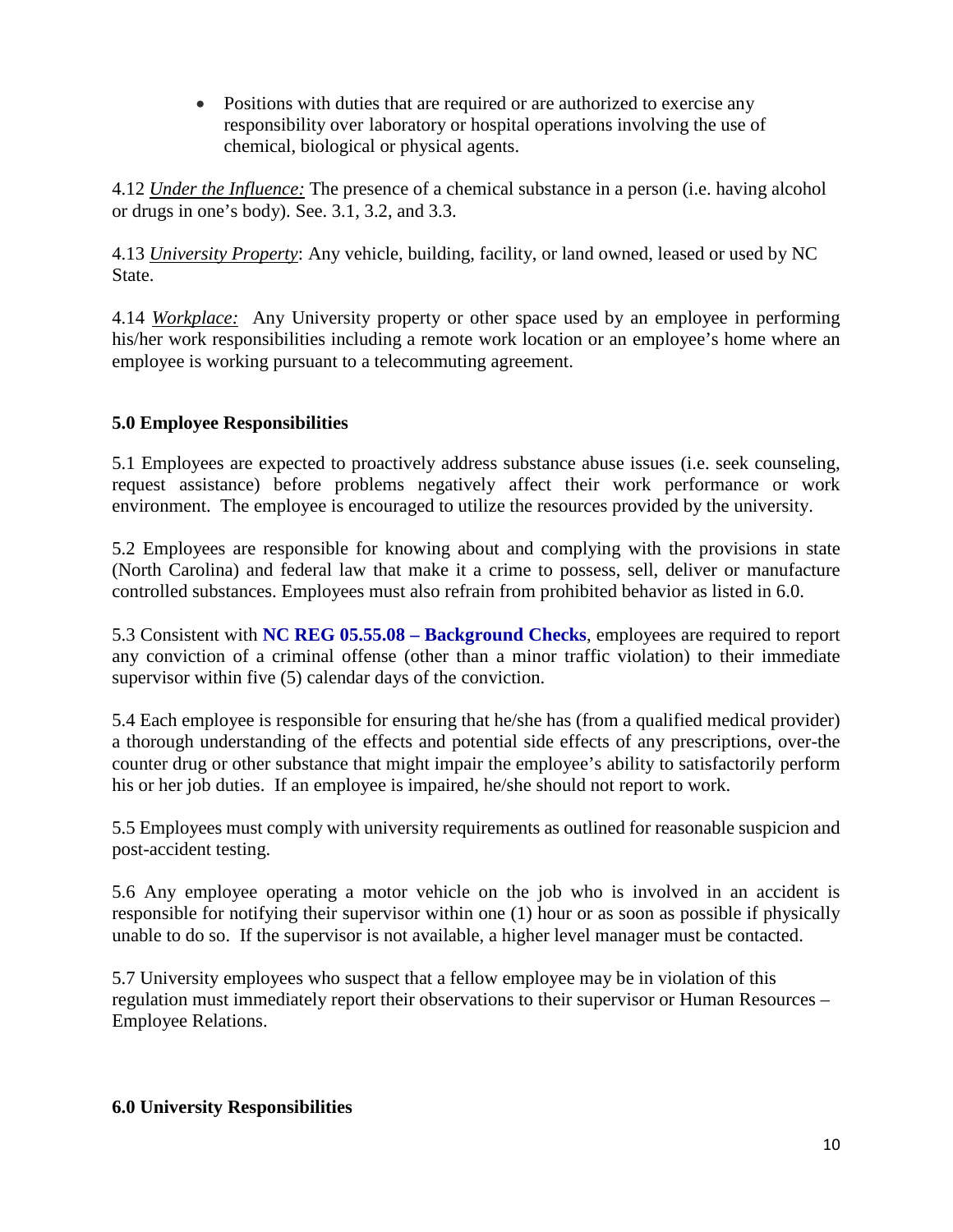- Positions with duties that are required or are authorized to exercise any responsibility over laboratory or hospital operations involving the use of chemical, biological or physical agents.

4.12 *Under the Influence:* The presence of a chemical substance in a person (i.e. having alcohol or drugs in one's body). See. 3.1, 3.2, and 3.3.

4.13 *University Property*: Any vehicle, building, facility, or land owned, leased or used by NC State.

4.14 *Workplace:* Any University property or other space used by an employee in performing his/her work responsibilities including a remote work location or an employee's home where an employee is working pursuant to a telecommuting agreement.

## 5.0 Employee Responsibilities

5.1 Employees are expected to proactively address substance abuse issues (i.e. seek counseling, request assistance) before problems negatively affect their work performance or work environment. The employee is encouraged to utilize the resources provided by the university.

5.2 Employees are responsible for knowing about and complying with the provisions in state (North Carolina) and federal law that make it a crime to possess, sell, deliver or manufacture controlled substances. Employees must also refrain from prohibited behavior as listed in 6.0.

5.3 Consistent with **NC REG 05.55.08 – Background Checks**, employees are required to report any conviction of a criminal offense (other than a minor traffic violation) to their immediate supervisor within five (5) calendar days of the conviction.

5.4 Each employee is responsible for ensuring that he/she has (from a qualified medical provider) a thorough understanding of the effects and potential side effects of any prescriptions, over-the counter drug or other substance that might impair the employee's ability to satisfactorily perform his or her job duties. If an employee is impaired, he/she should not report to work.

5.5 Employees must comply with university requirements as outlined for reasonable suspicion and post-accident testing.

5.6 Any employee operating a motor vehicle on the job who is involved in an accident is responsible for notifying their supervisor within one (1) hour or as soon as possible if physically unable to do so. If the supervisor is not available, a higher level manager must be contacted.

5.7 University employees who suspect that a fellow employee may be in violation of this regulation must immediately report their observations to their supervisor or Human Resources – Employee Relations.

## 6.0 University Responsibilities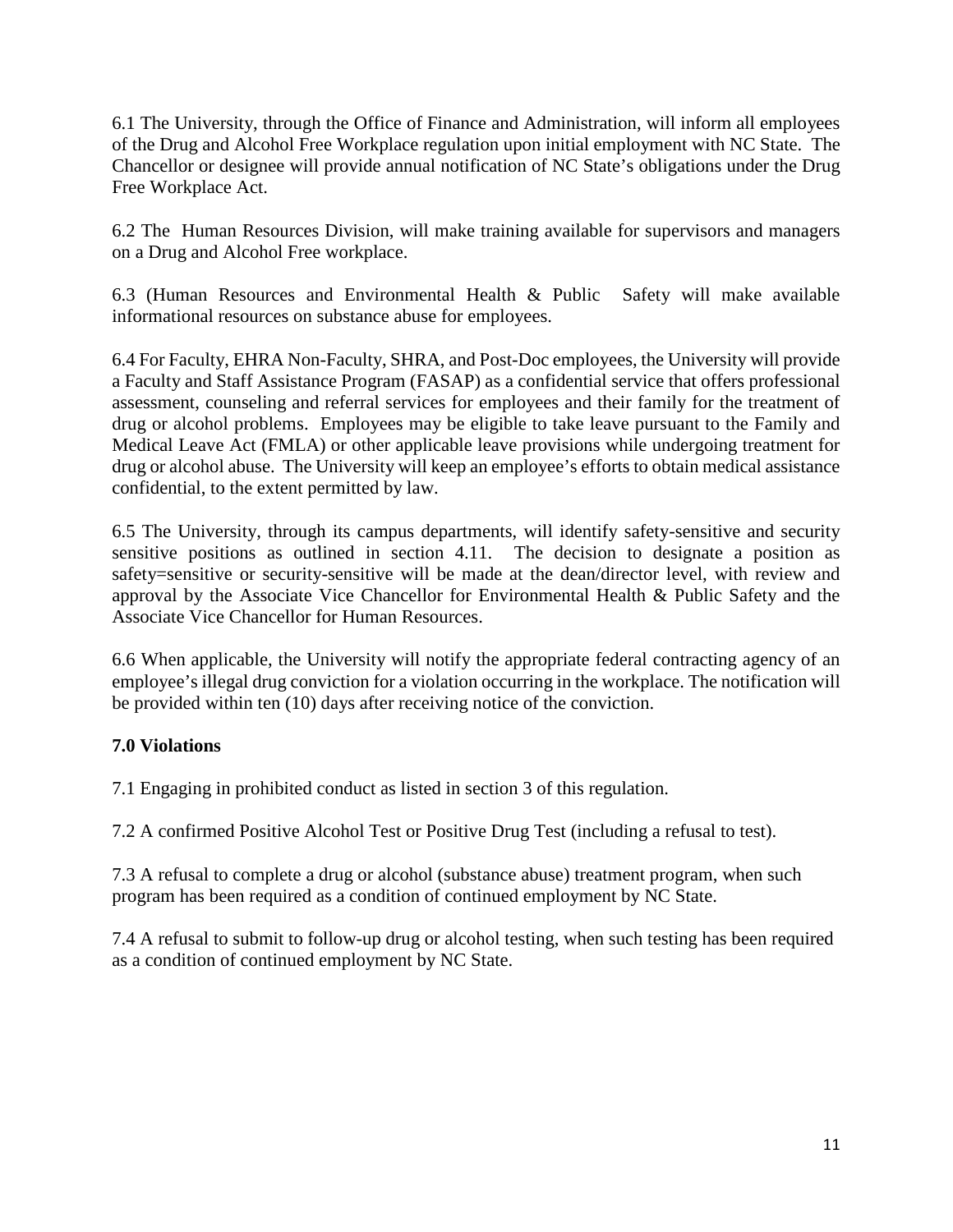6.1 The University, through the Office of Finance and Administration, will inform all employees of the Drug and Alcohol Free Workplace regulation upon initial employment with NC State. The Chancellor or designee will provide annual notification of NC State's obligations under the Drug Free Workplace Act.

6.2 The Human Resources Division, will make training available for supervisors and managers on a Drug and Alcohol Free workplace.

6.3 (Human Resources and Environmental Health & Public Safety will make available informational resources on substance abuse for employees.

6.4 For Faculty, EHRA Non-Faculty, SHRA, and Post-Doc employees, the University will provide a Faculty and Staff Assistance Program (FASAP) as a confidential service that offers professional assessment, counseling and referral services for employees and their family for the treatment of drug or alcohol problems. Employees may be eligible to take leave pursuant to the Family and Medical Leave Act (FMLA) or other applicable leave provisions while undergoing treatment for drug or alcohol abuse. The University will keep an employee's efforts to obtain medical assistance confidential, to the extent permitted by law.

6.5 The University, through its campus departments, will identify safety-sensitive and security sensitive positions as outlined in section 4.11. The decision to designate a position as safety=sensitive or security-sensitive will be made at the dean/director level, with review and approval by the Associate Vice Chancellor for Environmental Health & Public Safety and the Associate Vice Chancellor for Human Resources.

6.6 When applicable, the University will notify the appropriate federal contracting agency of an employee's illegal drug conviction for a violation occurring in the workplace. The notification will be provided within ten (10) days after receiving notice of the conviction.

**7.0 Violations**

7.1 Engaging in prohibited conduct as listed in section 3 of this regulation.

7.2 A confirmed Positive Alcohol Test or Positive Drug Test (including a refusal to test).

7.3 A refusal to complete a drug or alcohol (substance abuse) treatment program, when such program has been required as a condition of continued employment by NC State.

7.4 A refusal to submit to follow-up drug or alcohol testing, when such testing has been required as a condition of continued employment by NC State.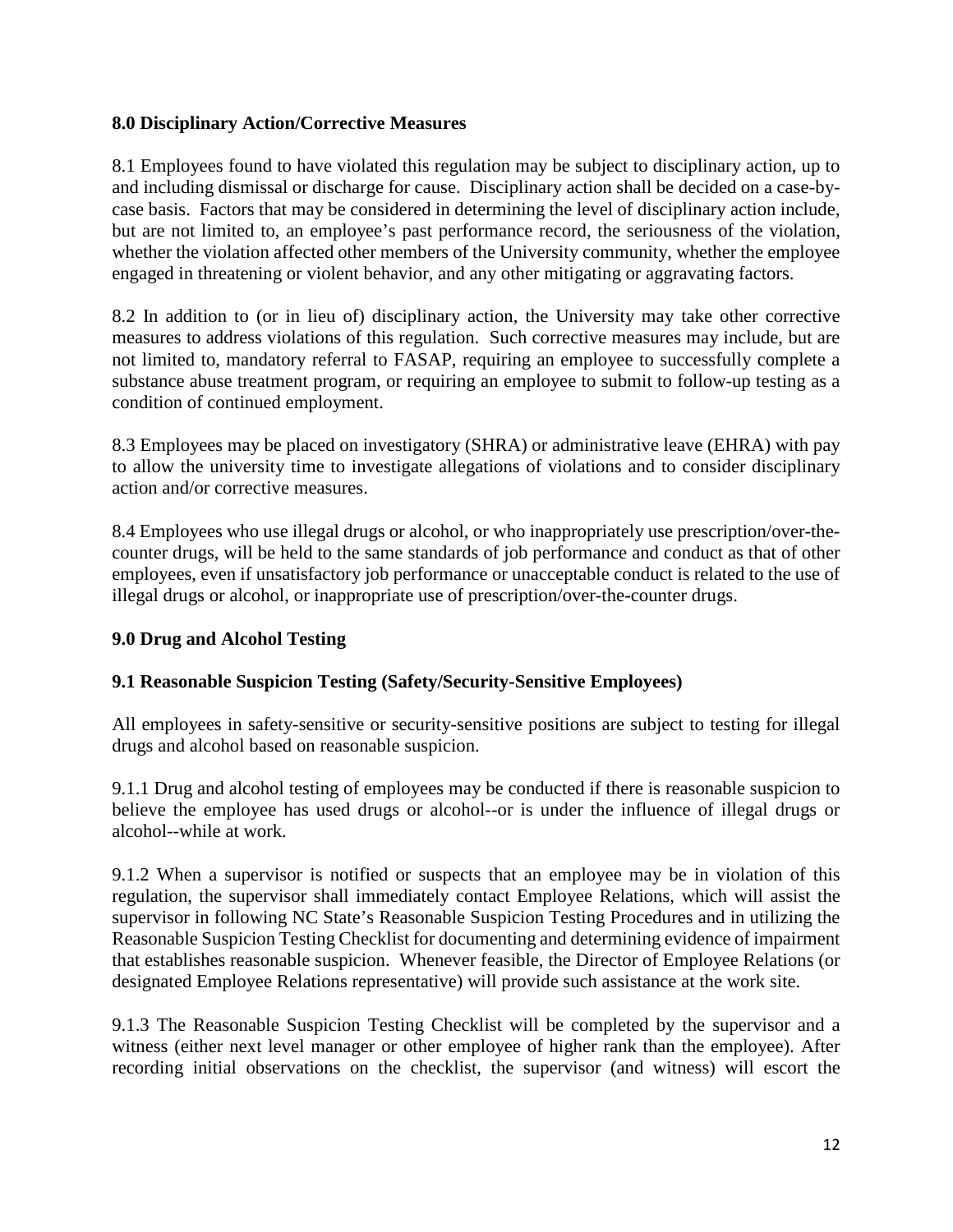## 8.0 Disciplinary Action/Corrective Measures

8.1 Employees found to have violated this regulation may be subject to disciplinary action, up to and including dismissal or discharge for cause. Disciplinary action shall be decided on a case-by-case basis. Factors that may be considered in determining the level of disciplinary action include, but are not limited to, an employee's past performance record, the seriousness of the violation, whether the violation affected other members of the University community, whether the employee engaged in threatening or violent behavior, and any other mitigating or aggravating factors.

8.2 In addition to (or in lieu of) disciplinary action, the University may take other corrective measures to address violations of this regulation. Such corrective measures may include, but are not limited to, mandatory referral to FASAP, requiring an employee to successfully complete a substance abuse treatment program, or requiring an employee to submit to follow-up testing as a condition of continued employment.

8.3 Employees may be placed on investigatory (SHRA) or administrative leave (EHRA) with pay to allow the university time to investigate allegations of violations and to consider disciplinary action and/or corrective measures.

8.4 Employees who use illegal drugs or alcohol, or who inappropriately use prescription/over-the-counter drugs, will be held to the same standards of job performance and conduct as that of other employees, even if unsatisfactory job performance or unacceptable conduct is related to the use of illegal drugs or alcohol, or inappropriate use of prescription/over-the-counter drugs.

## 9.0 Drug and Alcohol Testing

### 9.1 Reasonable Suspicion Testing (Safety/Security-Sensitive Employees)

All employees in safety-sensitive or security-sensitive positions are subject to testing for illegal drugs and alcohol based on reasonable suspicion.

9.1.1 Drug and alcohol testing of employees may be conducted if there is reasonable suspicion to believe the employee has used drugs or alcohol--or is under the influence of illegal drugs or alcohol--while at work.

9.1.2 When a supervisor is notified or suspects that an employee may be in violation of this regulation, the supervisor shall immediately contact Employee Relations, which will assist the supervisor in following NC State's Reasonable Suspicion Testing Procedures and in utilizing the Reasonable Suspicion Testing Checklist for documenting and determining evidence of impairment that establishes reasonable suspicion. Whenever feasible, the Director of Employee Relations (or designated Employee Relations representative) will provide such assistance at the work site.

9.1.3 The Reasonable Suspicion Testing Checklist will be completed by the supervisor and a witness (either next level manager or other employee of higher rank than the employee). After recording initial observations on the checklist, the supervisor (and witness) will escort the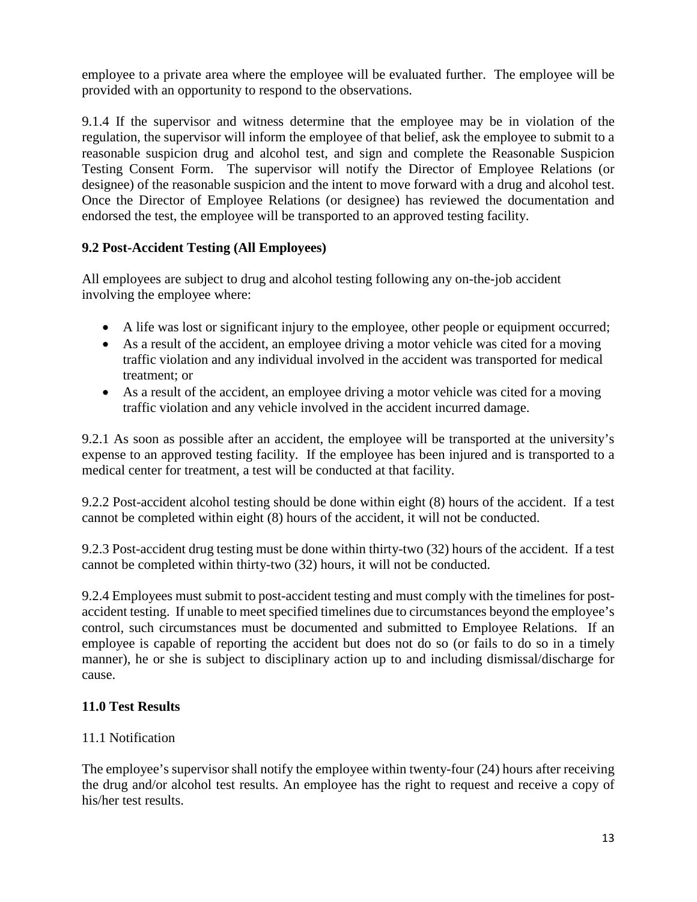employee to a private area where the employee will be evaluated further. The employee will be provided with an opportunity to respond to the observations.

9.1.4 If the supervisor and witness determine that the employee may be in violation of the regulation, the supervisor will inform the employee of that belief, ask the employee to submit to a reasonable suspicion drug and alcohol test, and sign and complete the Reasonable Suspicion Testing Consent Form. The supervisor will notify the Director of Employee Relations (or designee) of the reasonable suspicion and the intent to move forward with a drug and alcohol test. Once the Director of Employee Relations (or designee) has reviewed the documentation and endorsed the test, the employee will be transported to an approved testing facility.

**9.2 Post-Accident Testing (All Employees)**

All employees are subject to drug and alcohol testing following any on-the-job accident involving the employee where:

- A life was lost or significant injury to the employee, other people or equipment occurred;
- As a result of the accident, an employee driving a motor vehicle was cited for a moving traffic violation and any individual involved in the accident was transported for medical treatment; or
- As a result of the accident, an employee driving a motor vehicle was cited for a moving traffic violation and any vehicle involved in the accident incurred damage.

9.2.1 As soon as possible after an accident, the employee will be transported at the university's expense to an approved testing facility. If the employee has been injured and is transported to a medical center for treatment, a test will be conducted at that facility.

9.2.2 Post-accident alcohol testing should be done within eight (8) hours of the accident. If a test cannot be completed within eight (8) hours of the accident, it will not be conducted.

9.2.3 Post-accident drug testing must be done within thirty-two (32) hours of the accident. If a test cannot be completed within thirty-two (32) hours, it will not be conducted.

9.2.4 Employees must submit to post-accident testing and must comply with the timelines for post-accident testing. If unable to meet specified timelines due to circumstances beyond the employee's control, such circumstances must be documented and submitted to Employee Relations. If an employee is capable of reporting the accident but does not do so (or fails to do so in a timely manner), he or she is subject to disciplinary action up to and including dismissal/discharge for cause.

**11.0 Test Results**

11.1 Notification

The employee's supervisor shall notify the employee within twenty-four (24) hours after receiving the drug and/or alcohol test results. An employee has the right to request and receive a copy of his/her test results.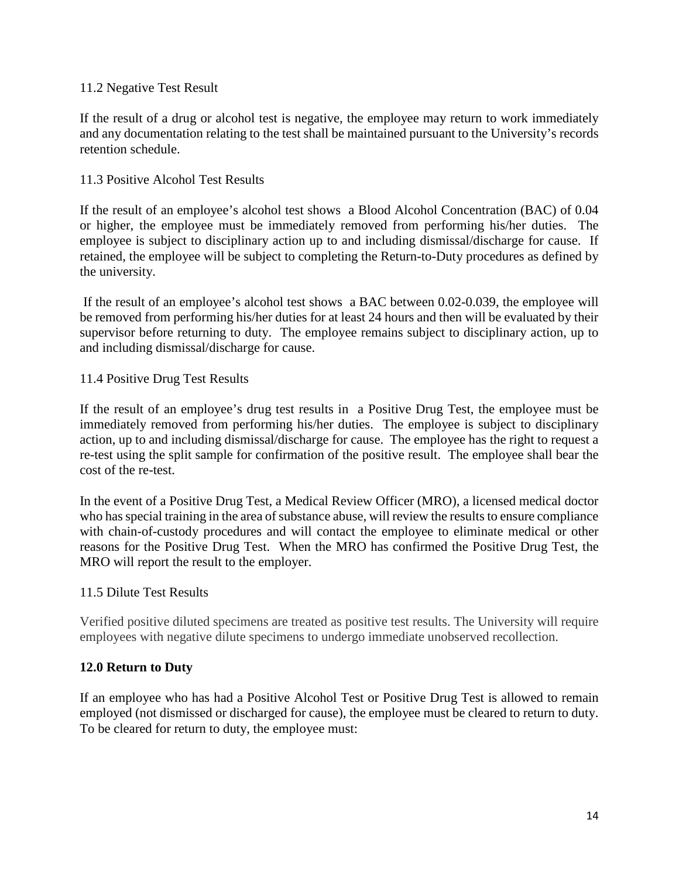11.2 Negative Test Result

If the result of a drug or alcohol test is negative, the employee may return to work immediately and any documentation relating to the test shall be maintained pursuant to the University's records retention schedule.

11.3 Positive Alcohol Test Results

If the result of an employee's alcohol test shows a Blood Alcohol Concentration (BAC) of 0.04 or higher, the employee must be immediately removed from performing his/her duties. The employee is subject to disciplinary action up to and including dismissal/discharge for cause. If retained, the employee will be subject to completing the Return-to-Duty procedures as defined by the university.

If the result of an employee's alcohol test shows a BAC between 0.02-0.039, the employee will be removed from performing his/her duties for at least 24 hours and then will be evaluated by their supervisor before returning to duty. The employee remains subject to disciplinary action, up to and including dismissal/discharge for cause.

11.4 Positive Drug Test Results

If the result of an employee's drug test results in a Positive Drug Test, the employee must be immediately removed from performing his/her duties. The employee is subject to disciplinary action, up to and including dismissal/discharge for cause. The employee has the right to request a re-test using the split sample for confirmation of the positive result. The employee shall bear the cost of the re-test.

In the event of a Positive Drug Test, a Medical Review Officer (MRO), a licensed medical doctor who has special training in the area of substance abuse, will review the results to ensure compliance with chain-of-custody procedures and will contact the employee to eliminate medical or other reasons for the Positive Drug Test. When the MRO has confirmed the Positive Drug Test, the MRO will report the result to the employer.

11.5 Dilute Test Results

Verified positive diluted specimens are treated as positive test results. The University will require employees with negative dilute specimens to undergo immediate unobserved recollection.

**12.0 Return to Duty**

If an employee who has had a Positive Alcohol Test or Positive Drug Test is allowed to remain employed (not dismissed or discharged for cause), the employee must be cleared to return to duty. To be cleared for return to duty, the employee must: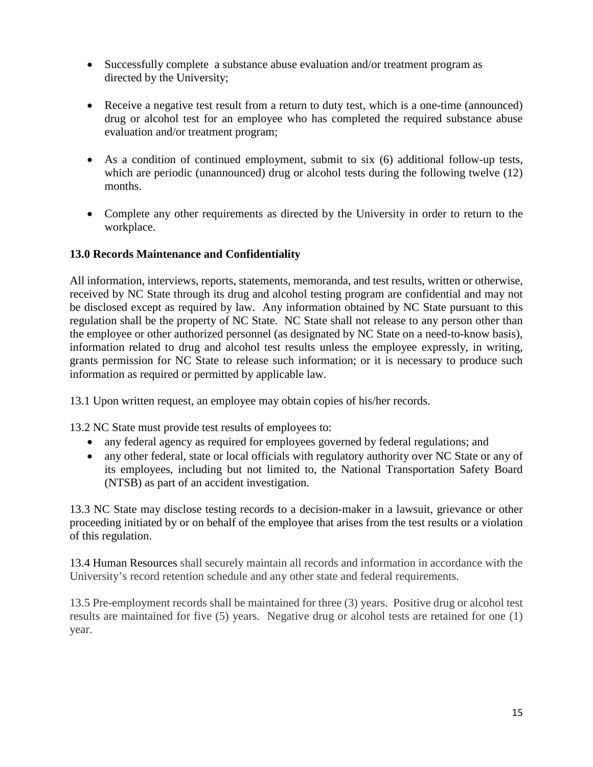- Successfully complete a substance abuse evaluation and/or treatment program as directed by the University;

- Receive a negative test result from a return to duty test, which is a one-time (announced) drug or alcohol test for an employee who has completed the required substance abuse evaluation and/or treatment program;

- As a condition of continued employment, submit to six (6) additional follow-up tests, which are periodic (unannounced) drug or alcohol tests during the following twelve (12) months.

- Complete any other requirements as directed by the University in order to return to the workplace.

## 13.0 Records Maintenance and Confidentiality

All information, interviews, reports, statements, memoranda, and test results, written or otherwise, received by NC State through its drug and alcohol testing program are confidential and may not be disclosed except as required by law. Any information obtained by NC State pursuant to this regulation shall be the property of NC State. NC State shall not release to any person other than the employee or other authorized personnel (as designated by NC State on a need-to-know basis), information related to drug and alcohol test results unless the employee expressly, in writing, grants permission for NC State to release such information; or it is necessary to produce such information as required or permitted by applicable law.

13.1 Upon written request, an employee may obtain copies of his/her records.

13.2 NC State must provide test results of employees to:

- any federal agency as required for employees governed by federal regulations; and
- any other federal, state or local officials with regulatory authority over NC State or any of its employees, including but not limited to, the National Transportation Safety Board (NTSB) as part of an accident investigation.

13.3 NC State may disclose testing records to a decision-maker in a lawsuit, grievance or other proceeding initiated by or on behalf of the employee that arises from the test results or a violation of this regulation.

13.4 Human Resources shall securely maintain all records and information in accordance with the University's record retention schedule and any other state and federal requirements.

13.5 Pre-employment records shall be maintained for three (3) years. Positive drug or alcohol test results are maintained for five (5) years. Negative drug or alcohol tests are retained for one (1) year.